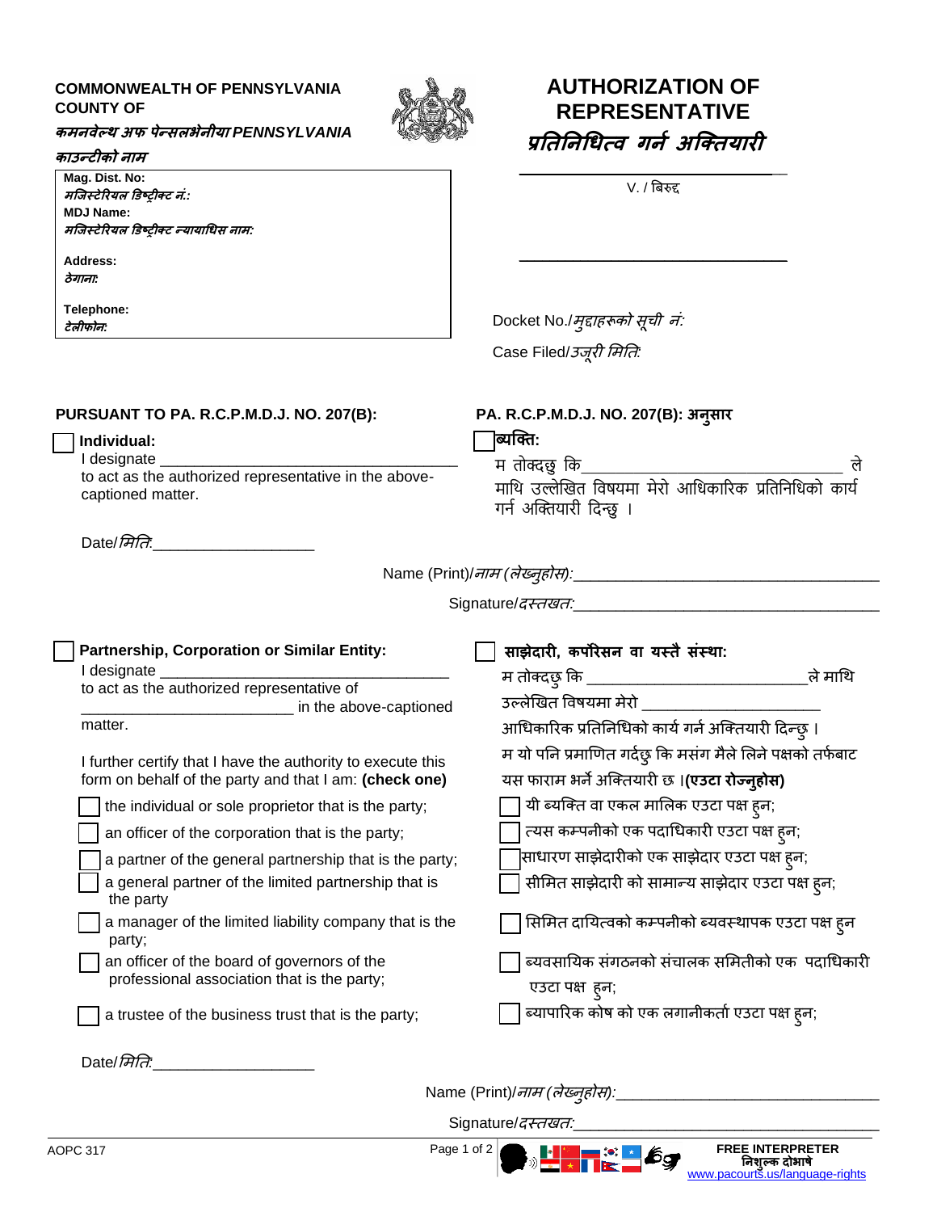**COMMONWEALTH OF PENNSYLVANIA**
**COUNTY OF**
***कमनवेल्थ अफ पेन्सलभेनीया PENNSYLVANIA***
***काउन्टीको नाम***

**Mag. Dist. No:**
***मजिस्टेरियल डिष्ट्रीक्ट नं.:***
**MDJ Name:**
***मजिस्टेरियल डिष्ट्रीक्ट न्यायाधिस नाम:***

**Address:**
***ठेगाना:***

**Telephone:**
***टेलीफोन:***

# AUTHORIZATION OF REPRESENTATIVE
# *प्रतिनिधित्व गर्न अक्तियारी*

\_\_\_\_\_\_\_\_\_\_\_\_\_\_\_\_\_\_\_\_\_\_\_\_\_\_\_\_\_\_

V. / बिरुद्द

\_\_\_\_\_\_\_\_\_\_\_\_\_\_\_\_\_\_\_\_\_\_\_\_\_\_\_\_\_\_

Docket No./*मुद्दाहरूको सूची नं:*

Case Filed/*उजूरी मिति:*

**PURSUANT TO PA. R.C.P.M.D.J. NO. 207(B):**

**PA. R.C.P.M.D.J. NO. 207(B): अनुसार**

☐ **Individual:**
I designate \_\_\_\_\_\_\_\_\_\_\_\_\_\_\_\_\_\_\_\_\_\_\_\_\_\_\_\_\_\_\_\_\_\_\_ to act as the authorized representative in the above-captioned matter.

☐ **ब्यक्ति:**
म तोक्दछु कि\_\_\_\_\_\_\_\_\_\_\_\_\_\_\_\_\_\_\_\_\_\_\_\_\_\_\_\_\_\_ ले माथि उल्लेखित विषयमा मेरो आधिकारिक प्रतिनिधिको कार्य गर्न अक्तियारी दिन्छु ।

Date/*मिति:*\_\_\_\_\_\_\_\_\_\_\_\_\_\_\_\_\_\_\_

Name (Print)/*नाम (लेख्नुहोस):*\_\_\_\_\_\_\_\_\_\_\_\_\_\_\_\_\_\_\_\_\_\_\_\_\_\_\_\_\_\_\_\_\_\_\_

Signature/*दस्तखत:*\_\_\_\_\_\_\_\_\_\_\_\_\_\_\_\_\_\_\_\_\_\_\_\_\_\_\_\_\_\_\_\_\_\_\_

☐ **Partnership, Corporation or Similar Entity:**
I designate \_\_\_\_\_\_\_\_\_\_\_\_\_\_\_\_\_\_\_\_\_\_\_\_\_\_\_\_\_\_\_\_\_\_\_ to act as the authorized representative of \_\_\_\_\_\_\_\_\_\_\_\_\_\_\_\_\_\_\_\_\_\_\_\_\_\_ in the above-captioned matter.

I further certify that I have the authority to execute this form on behalf of the party and that I am: **(check one)**

- ☐ the individual or sole proprietor that is the party;
- ☐ an officer of the corporation that is the party;
- ☐ a partner of the general partnership that is the party;
- ☐ a general partner of the limited partnership that is the party
- ☐ a manager of the limited liability company that is the party;
- ☐ an officer of the board of governors of the professional association that is the party;
- ☐ a trustee of the business trust that is the party;

☐ **साझेदारी, कर्पोरेसन वा यस्तै संस्था:**
म तोक्दछु कि \_\_\_\_\_\_\_\_\_\_\_\_\_\_\_\_\_\_\_\_\_\_\_\_\_\_ले माथि उल्लेखित विषयमा मेरो \_\_\_\_\_\_\_\_\_\_\_\_\_\_\_\_\_\_\_\_\_\_ आधिकारिक प्रतिनिधिको कार्य गर्न अक्तियारी दिन्छु ।
म यो पनि प्रमाणित गर्दछु कि मसंग मैले लिने पक्षको तर्फबाट यस फाराम भर्ने अक्तियारी छ ।**(एउटा रोज्नुहोस)**

- ☐ यी ब्यक्ति वा एकल मालिक एउटा पक्ष हुन;
- ☐ त्यस कम्पनीको एक पदाधिकारी एउटा पक्ष हुन;
- ☐ साधारण साझेदारीको एक साझेदार एउटा पक्ष हुन;
- ☐ सीमित साझेदारी को सामान्य साझेदार एउटा पक्ष हुन;
- ☐ सिमित दायित्वको कम्पनीको ब्यवस्थापक एउटा पक्ष हुन
- ☐ ब्यवसायिक संगठनको संचालक समितीको एक पदाधिकारी एउटा पक्ष हुन;
- ☐ ब्यापारिक कोष को एक लगानीकर्ता एउटा पक्ष हुन;

Date/*मिति:*\_\_\_\_\_\_\_\_\_\_\_\_\_\_\_\_\_\_\_

Name (Print)/*नाम (लेख्नुहोस):*\_\_\_\_\_\_\_\_\_\_\_\_\_\_\_\_\_\_\_\_\_\_\_\_\_\_\_\_\_\_\_

Signature/*दस्तखत:*\_\_\_\_\_\_\_\_\_\_\_\_\_\_\_\_\_\_\_\_\_\_\_\_\_\_\_\_\_\_\_\_\_\_\_

AOPC 317

**FREE INTERPRETER**
**निशुल्क दोभाषे**
www.pacourts.us/language-rights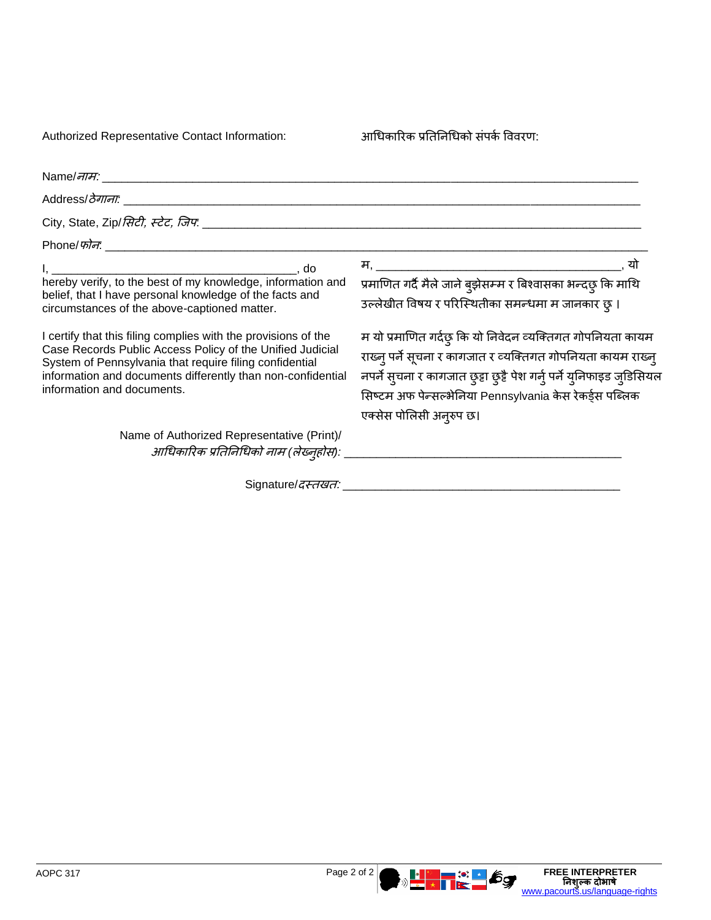Authorized Representative Contact Information:

आधिकारिक प्रतिनिधिको संपर्क विवरण:

Name/*नाम:* ________________________________________________________________________________

Address/*ठेगाना:* ____________________________________________________________________________

City, State, Zip/*सिटी, स्टेट, जिप:* _____________________________________________________________

Phone/*फोन:* ________________________________________________________________________________

I, ______________________________________, do hereby verify, to the best of my knowledge, information and belief, that I have personal knowledge of the facts and circumstances of the above-captioned matter.

म, ______________________________________, यो प्रमाणित गर्दै मैले जाने बुझेसम्म र बिश्वासका भन्दछु कि माथि उल्लेखीत विषय र परिस्थितीका समन्धमा म जानकार छु ।

I certify that this filing complies with the provisions of the Case Records Public Access Policy of the Unified Judicial System of Pennsylvania that require filing confidential information and documents differently than non-confidential information and documents.

म यो प्रमाणित गर्दछु कि यो निवेदन व्यक्तिगत गोपनियता कायम राख्नु पर्ने सूचना र कागजात र व्यक्तिगत गोपनियता कायम राख्नु नपर्ने सुचना र कागजात छुट्टा छुट्टै पेश गर्नु पर्ने युनिफाइड जुडिसियल सिष्टम अफ पेन्सल्भेनिया Pennsylvania केस रेकर्ड्स पब्लिक एक्सेस पोलिसी अनुरुप छ।

Name of Authorized Representative (Print)/
*आधिकारिक प्रतिनिधिको नाम (लेख्नुहोस):* ____________________________________________

Signature/*दस्तखत:* ____________________________________________

AOPC 317

FREE INTERPRETER
निशुल्क दोभाषे
www.pacourts.us/language-rights